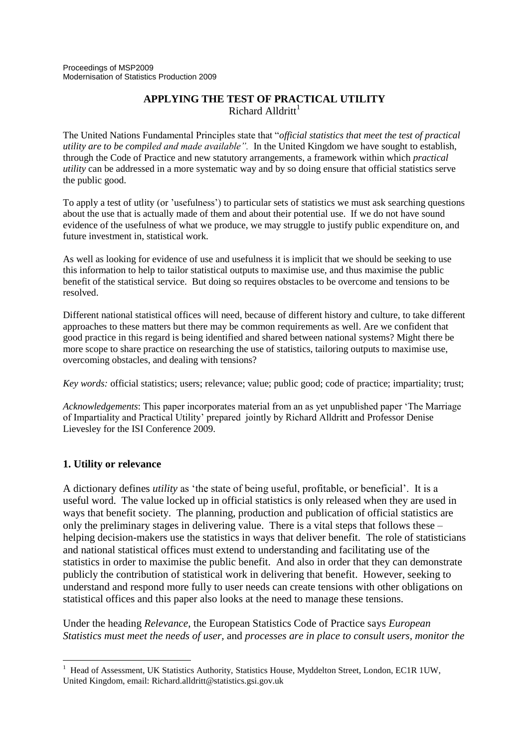Proceedings of MSP2009
Modernisation of Statistics Production 2009

# APPLYING THE TEST OF PRACTICAL UTILITY

Richard Alldritt[1]

The United Nations Fundamental Principles state that "*official statistics that meet the test of practical utility are to be compiled and made available".* In the United Kingdom we have sought to establish, through the Code of Practice and new statutory arrangements, a framework within which *practical utility* can be addressed in a more systematic way and by so doing ensure that official statistics serve the public good.

To apply a test of utlity (or 'usefulness') to particular sets of statistics we must ask searching questions about the use that is actually made of them and about their potential use. If we do not have sound evidence of the usefulness of what we produce, we may struggle to justify public expenditure on, and future investment in, statistical work.

As well as looking for evidence of use and usefulness it is implicit that we should be seeking to use this information to help to tailor statistical outputs to maximise use, and thus maximise the public benefit of the statistical service. But doing so requires obstacles to be overcome and tensions to be resolved.

Different national statistical offices will need, because of different history and culture, to take different approaches to these matters but there may be common requirements as well. Are we confident that good practice in this regard is being identified and shared between national systems? Might there be more scope to share practice on researching the use of statistics, tailoring outputs to maximise use, overcoming obstacles, and dealing with tensions?

*Key words:* official statistics; users; relevance; value; public good; code of practice; impartiality; trust;

*Acknowledgements*: This paper incorporates material from an as yet unpublished paper 'The Marriage of Impartiality and Practical Utility' prepared jointly by Richard Alldritt and Professor Denise Lievesley for the ISI Conference 2009.

## 1. Utility or relevance

A dictionary defines *utility* as 'the state of being useful, profitable, or beneficial'. It is a useful word. The value locked up in official statistics is only released when they are used in ways that benefit society. The planning, production and publication of official statistics are only the preliminary stages in delivering value. There is a vital steps that follows these – helping decision-makers use the statistics in ways that deliver benefit. The role of statisticians and national statistical offices must extend to understanding and facilitating use of the statistics in order to maximise the public benefit. And also in order that they can demonstrate publicly the contribution of statistical work in delivering that benefit. However, seeking to understand and respond more fully to user needs can create tensions with other obligations on statistical offices and this paper also looks at the need to manage these tensions.

Under the heading *Relevance*, the European Statistics Code of Practice says *European Statistics must meet the needs of user,* and *processes are in place to consult users, monitor the*

[1] Head of Assessment, UK Statistics Authority, Statistics House, Myddelton Street, London, EC1R 1UW, United Kingdom, email: Richard.alldritt@statistics.gsi.gov.uk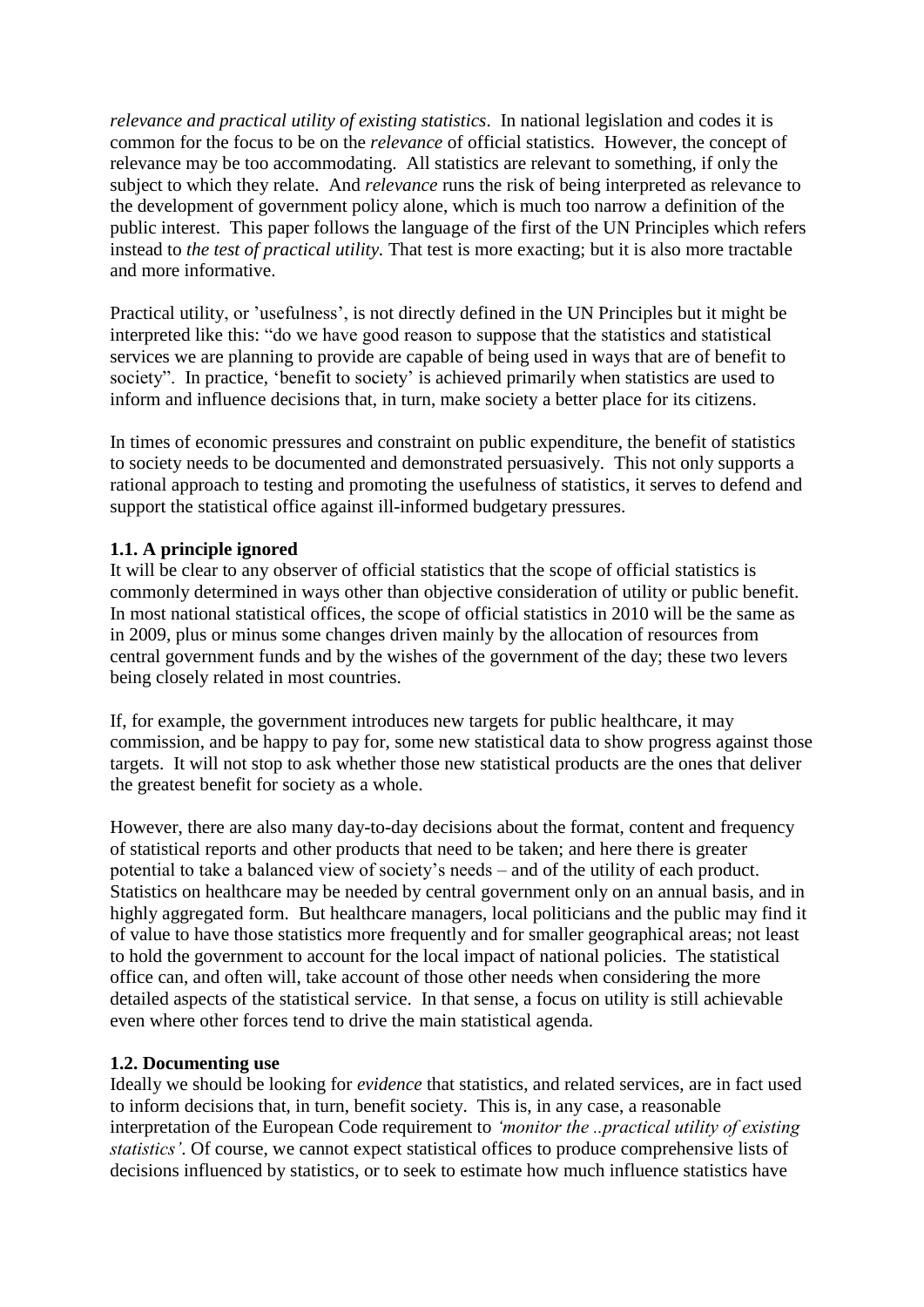*relevance and practical utility of existing statistics*. In national legislation and codes it is common for the focus to be on the *relevance* of official statistics. However, the concept of relevance may be too accommodating. All statistics are relevant to something, if only the subject to which they relate. And *relevance* runs the risk of being interpreted as relevance to the development of government policy alone, which is much too narrow a definition of the public interest. This paper follows the language of the first of the UN Principles which refers instead to *the test of practical utility.* That test is more exacting; but it is also more tractable and more informative.

Practical utility, or 'usefulness', is not directly defined in the UN Principles but it might be interpreted like this: "do we have good reason to suppose that the statistics and statistical services we are planning to provide are capable of being used in ways that are of benefit to society". In practice, 'benefit to society' is achieved primarily when statistics are used to inform and influence decisions that, in turn, make society a better place for its citizens.

In times of economic pressures and constraint on public expenditure, the benefit of statistics to society needs to be documented and demonstrated persuasively. This not only supports a rational approach to testing and promoting the usefulness of statistics, it serves to defend and support the statistical office against ill-informed budgetary pressures.

### 1.1. A principle ignored

It will be clear to any observer of official statistics that the scope of official statistics is commonly determined in ways other than objective consideration of utility or public benefit. In most national statistical offices, the scope of official statistics in 2010 will be the same as in 2009, plus or minus some changes driven mainly by the allocation of resources from central government funds and by the wishes of the government of the day; these two levers being closely related in most countries.

If, for example, the government introduces new targets for public healthcare, it may commission, and be happy to pay for, some new statistical data to show progress against those targets. It will not stop to ask whether those new statistical products are the ones that deliver the greatest benefit for society as a whole.

However, there are also many day-to-day decisions about the format, content and frequency of statistical reports and other products that need to be taken; and here there is greater potential to take a balanced view of society's needs – and of the utility of each product. Statistics on healthcare may be needed by central government only on an annual basis, and in highly aggregated form. But healthcare managers, local politicians and the public may find it of value to have those statistics more frequently and for smaller geographical areas; not least to hold the government to account for the local impact of national policies. The statistical office can, and often will, take account of those other needs when considering the more detailed aspects of the statistical service. In that sense, a focus on utility is still achievable even where other forces tend to drive the main statistical agenda.

### 1.2. Documenting use

Ideally we should be looking for *evidence* that statistics, and related services, are in fact used to inform decisions that, in turn, benefit society. This is, in any case, a reasonable interpretation of the European Code requirement to *'monitor the ..practical utility of existing statistics'*. Of course, we cannot expect statistical offices to produce comprehensive lists of decisions influenced by statistics, or to seek to estimate how much influence statistics have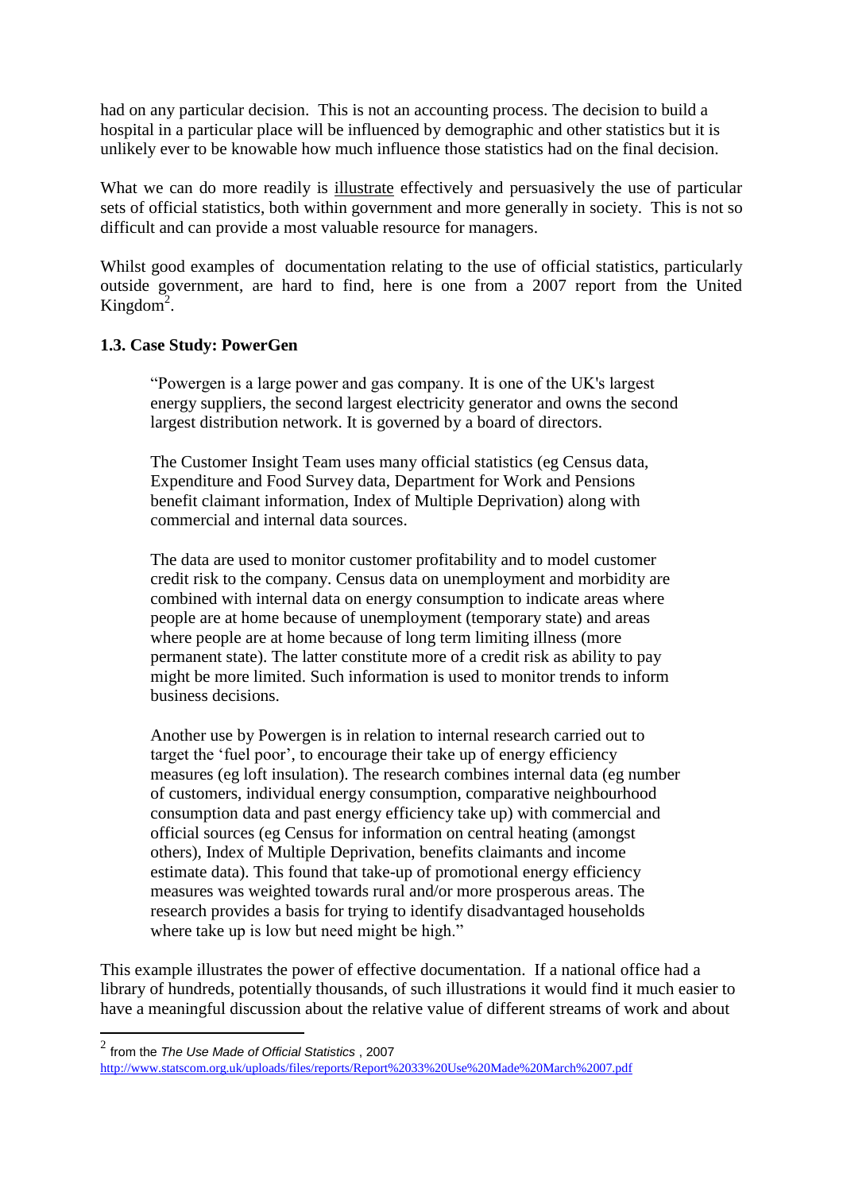had on any particular decision. This is not an accounting process. The decision to build a hospital in a particular place will be influenced by demographic and other statistics but it is unlikely ever to be knowable how much influence those statistics had on the final decision.

What we can do more readily is illustrate effectively and persuasively the use of particular sets of official statistics, both within government and more generally in society. This is not so difficult and can provide a most valuable resource for managers.

Whilst good examples of documentation relating to the use of official statistics, particularly outside government, are hard to find, here is one from a 2007 report from the United Kingdom[2].

### 1.3. Case Study: PowerGen

> "Powergen is a large power and gas company. It is one of the UK's largest energy suppliers, the second largest electricity generator and owns the second largest distribution network. It is governed by a board of directors.
>
> The Customer Insight Team uses many official statistics (eg Census data, Expenditure and Food Survey data, Department for Work and Pensions benefit claimant information, Index of Multiple Deprivation) along with commercial and internal data sources.
>
> The data are used to monitor customer profitability and to model customer credit risk to the company. Census data on unemployment and morbidity are combined with internal data on energy consumption to indicate areas where people are at home because of unemployment (temporary state) and areas where people are at home because of long term limiting illness (more permanent state). The latter constitute more of a credit risk as ability to pay might be more limited. Such information is used to monitor trends to inform business decisions.
>
> Another use by Powergen is in relation to internal research carried out to target the 'fuel poor', to encourage their take up of energy efficiency measures (eg loft insulation). The research combines internal data (eg number of customers, individual energy consumption, comparative neighbourhood consumption data and past energy efficiency take up) with commercial and official sources (eg Census for information on central heating (amongst others), Index of Multiple Deprivation, benefits claimants and income estimate data). This found that take-up of promotional energy efficiency measures was weighted towards rural and/or more prosperous areas. The research provides a basis for trying to identify disadvantaged households where take up is low but need might be high."

This example illustrates the power of effective documentation. If a national office had a library of hundreds, potentially thousands, of such illustrations it would find it much easier to have a meaningful discussion about the relative value of different streams of work and about

---

[2] from the *The Use Made of Official Statistics* , 2007 http://www.statscom.org.uk/uploads/files/reports/Report%2033%20Use%20Made%20March%2007.pdf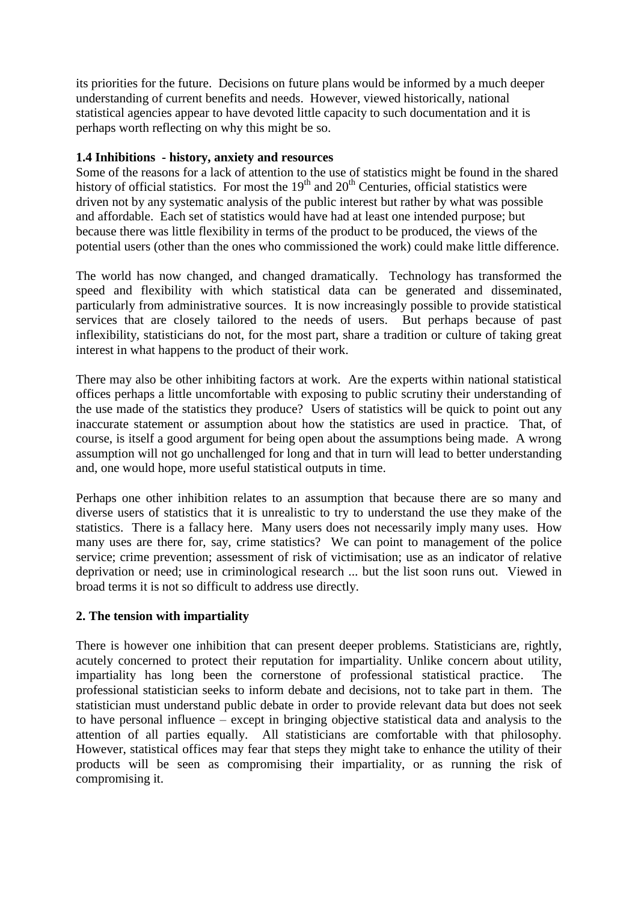its priorities for the future. Decisions on future plans would be informed by a much deeper understanding of current benefits and needs. However, viewed historically, national statistical agencies appear to have devoted little capacity to such documentation and it is perhaps worth reflecting on why this might be so.

### 1.4 Inhibitions - history, anxiety and resources

Some of the reasons for a lack of attention to the use of statistics might be found in the shared history of official statistics. For most the 19th and 20th Centuries, official statistics were driven not by any systematic analysis of the public interest but rather by what was possible and affordable. Each set of statistics would have had at least one intended purpose; but because there was little flexibility in terms of the product to be produced, the views of the potential users (other than the ones who commissioned the work) could make little difference.

The world has now changed, and changed dramatically. Technology has transformed the speed and flexibility with which statistical data can be generated and disseminated, particularly from administrative sources. It is now increasingly possible to provide statistical services that are closely tailored to the needs of users. But perhaps because of past inflexibility, statisticians do not, for the most part, share a tradition or culture of taking great interest in what happens to the product of their work.

There may also be other inhibiting factors at work. Are the experts within national statistical offices perhaps a little uncomfortable with exposing to public scrutiny their understanding of the use made of the statistics they produce? Users of statistics will be quick to point out any inaccurate statement or assumption about how the statistics are used in practice. That, of course, is itself a good argument for being open about the assumptions being made. A wrong assumption will not go unchallenged for long and that in turn will lead to better understanding and, one would hope, more useful statistical outputs in time.

Perhaps one other inhibition relates to an assumption that because there are so many and diverse users of statistics that it is unrealistic to try to understand the use they make of the statistics. There is a fallacy here. Many users does not necessarily imply many uses. How many uses are there for, say, crime statistics? We can point to management of the police service; crime prevention; assessment of risk of victimisation; use as an indicator of relative deprivation or need; use in criminological research ... but the list soon runs out. Viewed in broad terms it is not so difficult to address use directly.

## 2. The tension with impartiality

There is however one inhibition that can present deeper problems. Statisticians are, rightly, acutely concerned to protect their reputation for impartiality. Unlike concern about utility, impartiality has long been the cornerstone of professional statistical practice. The professional statistician seeks to inform debate and decisions, not to take part in them. The statistician must understand public debate in order to provide relevant data but does not seek to have personal influence – except in bringing objective statistical data and analysis to the attention of all parties equally. All statisticians are comfortable with that philosophy. However, statistical offices may fear that steps they might take to enhance the utility of their products will be seen as compromising their impartiality, or as running the risk of compromising it.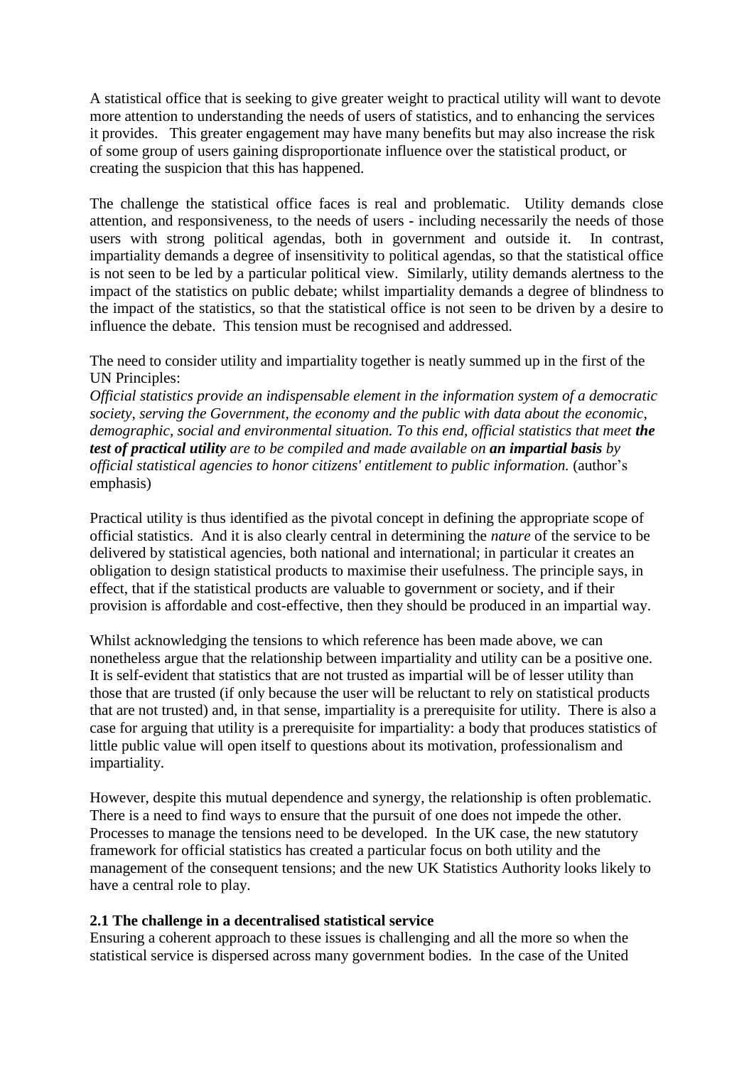A statistical office that is seeking to give greater weight to practical utility will want to devote more attention to understanding the needs of users of statistics, and to enhancing the services it provides. This greater engagement may have many benefits but may also increase the risk of some group of users gaining disproportionate influence over the statistical product, or creating the suspicion that this has happened.

The challenge the statistical office faces is real and problematic. Utility demands close attention, and responsiveness, to the needs of users - including necessarily the needs of those users with strong political agendas, both in government and outside it. In contrast, impartiality demands a degree of insensitivity to political agendas, so that the statistical office is not seen to be led by a particular political view. Similarly, utility demands alertness to the impact of the statistics on public debate; whilst impartiality demands a degree of blindness to the impact of the statistics, so that the statistical office is not seen to be driven by a desire to influence the debate. This tension must be recognised and addressed.

The need to consider utility and impartiality together is neatly summed up in the first of the UN Principles:

*Official statistics provide an indispensable element in the information system of a democratic society, serving the Government, the economy and the public with data about the economic, demographic, social and environmental situation. To this end, official statistics that meet* ***the test of practical utility*** *are to be compiled and made available on* ***an impartial basis*** *by official statistical agencies to honor citizens' entitlement to public information.* (author's emphasis)

Practical utility is thus identified as the pivotal concept in defining the appropriate scope of official statistics. And it is also clearly central in determining the *nature* of the service to be delivered by statistical agencies, both national and international; in particular it creates an obligation to design statistical products to maximise their usefulness. The principle says, in effect, that if the statistical products are valuable to government or society, and if their provision is affordable and cost-effective, then they should be produced in an impartial way.

Whilst acknowledging the tensions to which reference has been made above, we can nonetheless argue that the relationship between impartiality and utility can be a positive one. It is self-evident that statistics that are not trusted as impartial will be of lesser utility than those that are trusted (if only because the user will be reluctant to rely on statistical products that are not trusted) and, in that sense, impartiality is a prerequisite for utility. There is also a case for arguing that utility is a prerequisite for impartiality: a body that produces statistics of little public value will open itself to questions about its motivation, professionalism and impartiality.

However, despite this mutual dependence and synergy, the relationship is often problematic. There is a need to find ways to ensure that the pursuit of one does not impede the other. Processes to manage the tensions need to be developed. In the UK case, the new statutory framework for official statistics has created a particular focus on both utility and the management of the consequent tensions; and the new UK Statistics Authority looks likely to have a central role to play.

### 2.1 The challenge in a decentralised statistical service

Ensuring a coherent approach to these issues is challenging and all the more so when the statistical service is dispersed across many government bodies. In the case of the United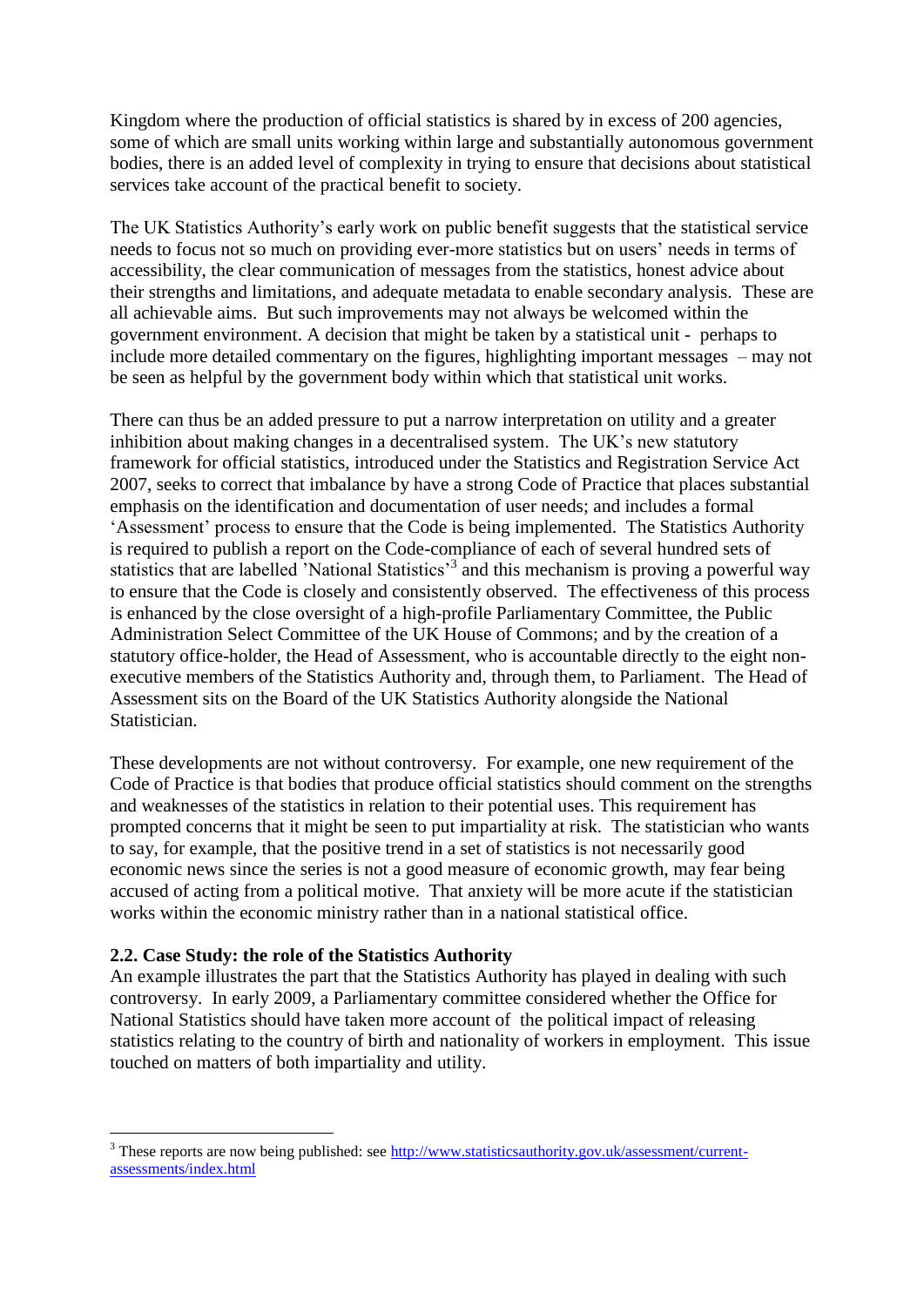Kingdom where the production of official statistics is shared by in excess of 200 agencies, some of which are small units working within large and substantially autonomous government bodies, there is an added level of complexity in trying to ensure that decisions about statistical services take account of the practical benefit to society.

The UK Statistics Authority's early work on public benefit suggests that the statistical service needs to focus not so much on providing ever-more statistics but on users' needs in terms of accessibility, the clear communication of messages from the statistics, honest advice about their strengths and limitations, and adequate metadata to enable secondary analysis. These are all achievable aims. But such improvements may not always be welcomed within the government environment. A decision that might be taken by a statistical unit - perhaps to include more detailed commentary on the figures, highlighting important messages – may not be seen as helpful by the government body within which that statistical unit works.

There can thus be an added pressure to put a narrow interpretation on utility and a greater inhibition about making changes in a decentralised system. The UK's new statutory framework for official statistics, introduced under the Statistics and Registration Service Act 2007, seeks to correct that imbalance by have a strong Code of Practice that places substantial emphasis on the identification and documentation of user needs; and includes a formal 'Assessment' process to ensure that the Code is being implemented. The Statistics Authority is required to publish a report on the Code-compliance of each of several hundred sets of statistics that are labelled 'National Statistics'[3] and this mechanism is proving a powerful way to ensure that the Code is closely and consistently observed. The effectiveness of this process is enhanced by the close oversight of a high-profile Parliamentary Committee, the Public Administration Select Committee of the UK House of Commons; and by the creation of a statutory office-holder, the Head of Assessment, who is accountable directly to the eight non-executive members of the Statistics Authority and, through them, to Parliament. The Head of Assessment sits on the Board of the UK Statistics Authority alongside the National Statistician.

These developments are not without controversy. For example, one new requirement of the Code of Practice is that bodies that produce official statistics should comment on the strengths and weaknesses of the statistics in relation to their potential uses. This requirement has prompted concerns that it might be seen to put impartiality at risk. The statistician who wants to say, for example, that the positive trend in a set of statistics is not necessarily good economic news since the series is not a good measure of economic growth, may fear being accused of acting from a political motive. That anxiety will be more acute if the statistician works within the economic ministry rather than in a national statistical office.

### 2.2. Case Study: the role of the Statistics Authority

An example illustrates the part that the Statistics Authority has played in dealing with such controversy. In early 2009, a Parliamentary committee considered whether the Office for National Statistics should have taken more account of the political impact of releasing statistics relating to the country of birth and nationality of workers in employment. This issue touched on matters of both impartiality and utility.

---

[3] These reports are now being published: see http://www.statisticsauthority.gov.uk/assessment/current-assessments/index.html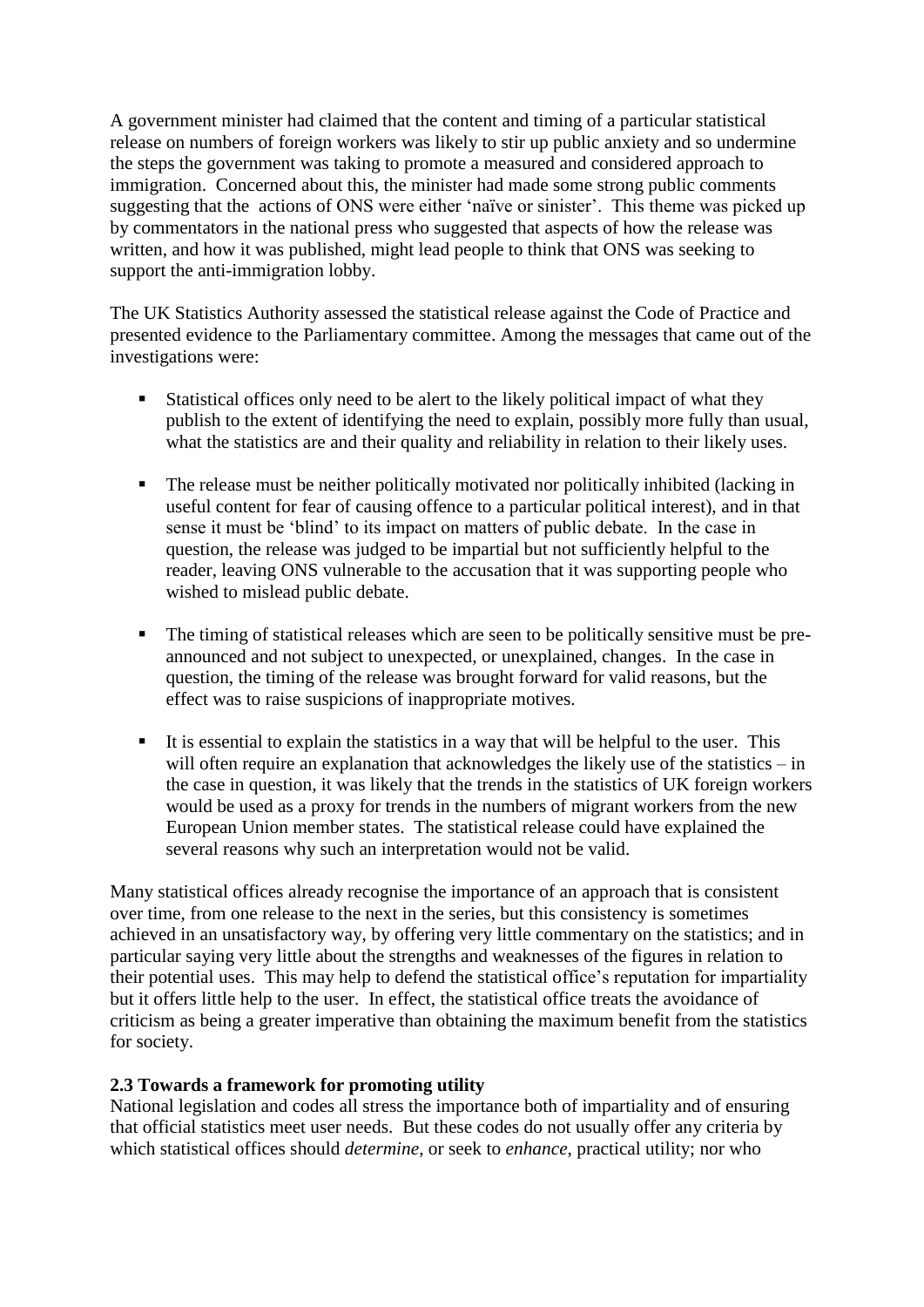A government minister had claimed that the content and timing of a particular statistical release on numbers of foreign workers was likely to stir up public anxiety and so undermine the steps the government was taking to promote a measured and considered approach to immigration. Concerned about this, the minister had made some strong public comments suggesting that the actions of ONS were either 'naïve or sinister'. This theme was picked up by commentators in the national press who suggested that aspects of how the release was written, and how it was published, might lead people to think that ONS was seeking to support the anti-immigration lobby.

The UK Statistics Authority assessed the statistical release against the Code of Practice and presented evidence to the Parliamentary committee. Among the messages that came out of the investigations were:

- Statistical offices only need to be alert to the likely political impact of what they publish to the extent of identifying the need to explain, possibly more fully than usual, what the statistics are and their quality and reliability in relation to their likely uses.
- The release must be neither politically motivated nor politically inhibited (lacking in useful content for fear of causing offence to a particular political interest), and in that sense it must be 'blind' to its impact on matters of public debate. In the case in question, the release was judged to be impartial but not sufficiently helpful to the reader, leaving ONS vulnerable to the accusation that it was supporting people who wished to mislead public debate.
- The timing of statistical releases which are seen to be politically sensitive must be pre-announced and not subject to unexpected, or unexplained, changes. In the case in question, the timing of the release was brought forward for valid reasons, but the effect was to raise suspicions of inappropriate motives.
- It is essential to explain the statistics in a way that will be helpful to the user. This will often require an explanation that acknowledges the likely use of the statistics – in the case in question, it was likely that the trends in the statistics of UK foreign workers would be used as a proxy for trends in the numbers of migrant workers from the new European Union member states. The statistical release could have explained the several reasons why such an interpretation would not be valid.

Many statistical offices already recognise the importance of an approach that is consistent over time, from one release to the next in the series, but this consistency is sometimes achieved in an unsatisfactory way, by offering very little commentary on the statistics; and in particular saying very little about the strengths and weaknesses of the figures in relation to their potential uses. This may help to defend the statistical office's reputation for impartiality but it offers little help to the user. In effect, the statistical office treats the avoidance of criticism as being a greater imperative than obtaining the maximum benefit from the statistics for society.

### 2.3 Towards a framework for promoting utility

National legislation and codes all stress the importance both of impartiality and of ensuring that official statistics meet user needs. But these codes do not usually offer any criteria by which statistical offices should *determine*, or seek to *enhance*, practical utility; nor who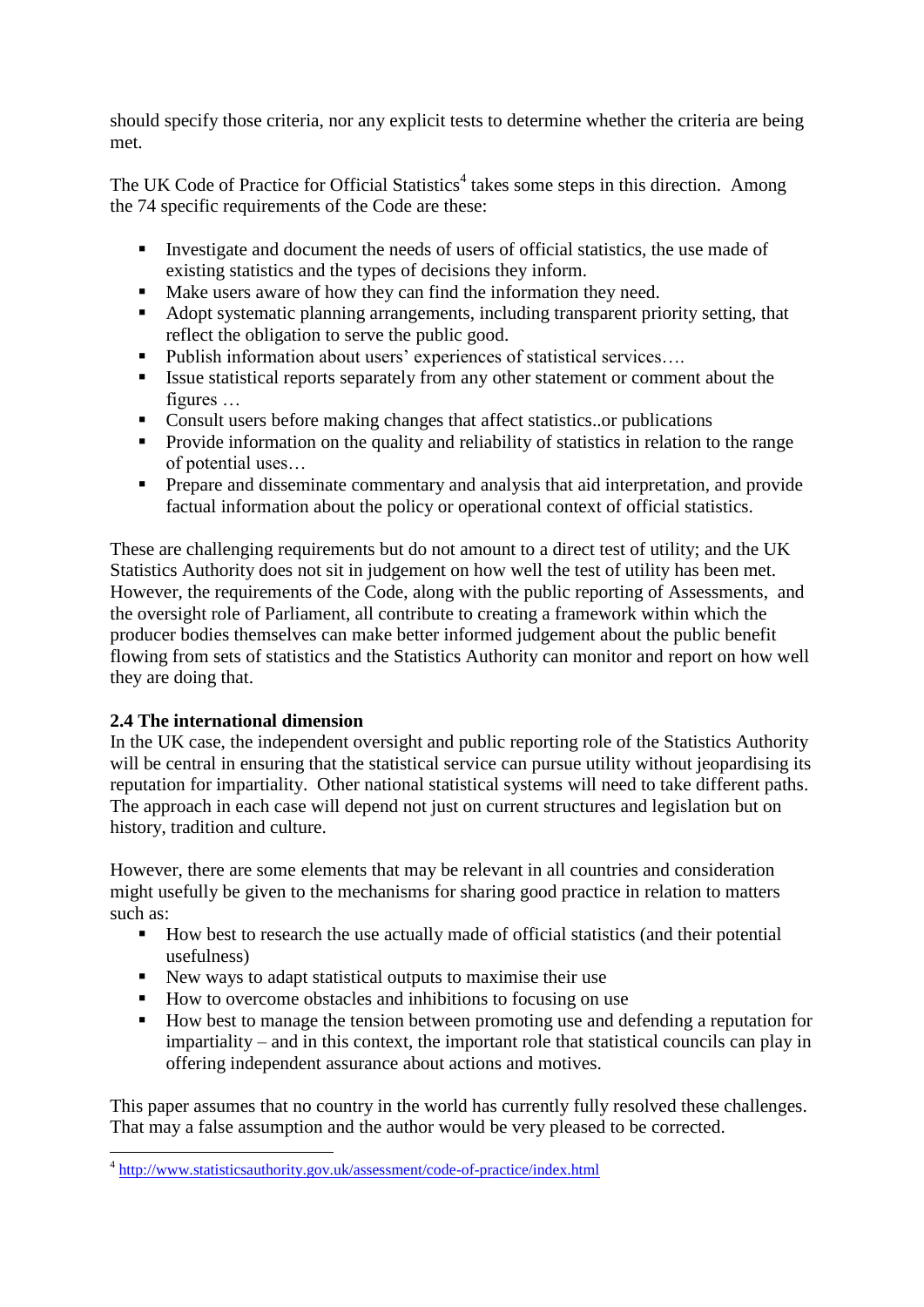should specify those criteria, nor any explicit tests to determine whether the criteria are being met.

The UK Code of Practice for Official Statistics[4] takes some steps in this direction. Among the 74 specific requirements of the Code are these:

- Investigate and document the needs of users of official statistics, the use made of existing statistics and the types of decisions they inform.
- Make users aware of how they can find the information they need.
- Adopt systematic planning arrangements, including transparent priority setting, that reflect the obligation to serve the public good.
- Publish information about users' experiences of statistical services….
- Issue statistical reports separately from any other statement or comment about the figures …
- Consult users before making changes that affect statistics..or publications
- Provide information on the quality and reliability of statistics in relation to the range of potential uses…
- Prepare and disseminate commentary and analysis that aid interpretation, and provide factual information about the policy or operational context of official statistics.

These are challenging requirements but do not amount to a direct test of utility; and the UK Statistics Authority does not sit in judgement on how well the test of utility has been met. However, the requirements of the Code, along with the public reporting of Assessments, and the oversight role of Parliament, all contribute to creating a framework within which the producer bodies themselves can make better informed judgement about the public benefit flowing from sets of statistics and the Statistics Authority can monitor and report on how well they are doing that.

### 2.4 The international dimension

In the UK case, the independent oversight and public reporting role of the Statistics Authority will be central in ensuring that the statistical service can pursue utility without jeopardising its reputation for impartiality. Other national statistical systems will need to take different paths. The approach in each case will depend not just on current structures and legislation but on history, tradition and culture.

However, there are some elements that may be relevant in all countries and consideration might usefully be given to the mechanisms for sharing good practice in relation to matters such as:

- How best to research the use actually made of official statistics (and their potential usefulness)
- New ways to adapt statistical outputs to maximise their use
- How to overcome obstacles and inhibitions to focusing on use
- How best to manage the tension between promoting use and defending a reputation for impartiality – and in this context, the important role that statistical councils can play in offering independent assurance about actions and motives.

This paper assumes that no country in the world has currently fully resolved these challenges. That may a false assumption and the author would be very pleased to be corrected.

---

[4] http://www.statisticsauthority.gov.uk/assessment/code-of-practice/index.html